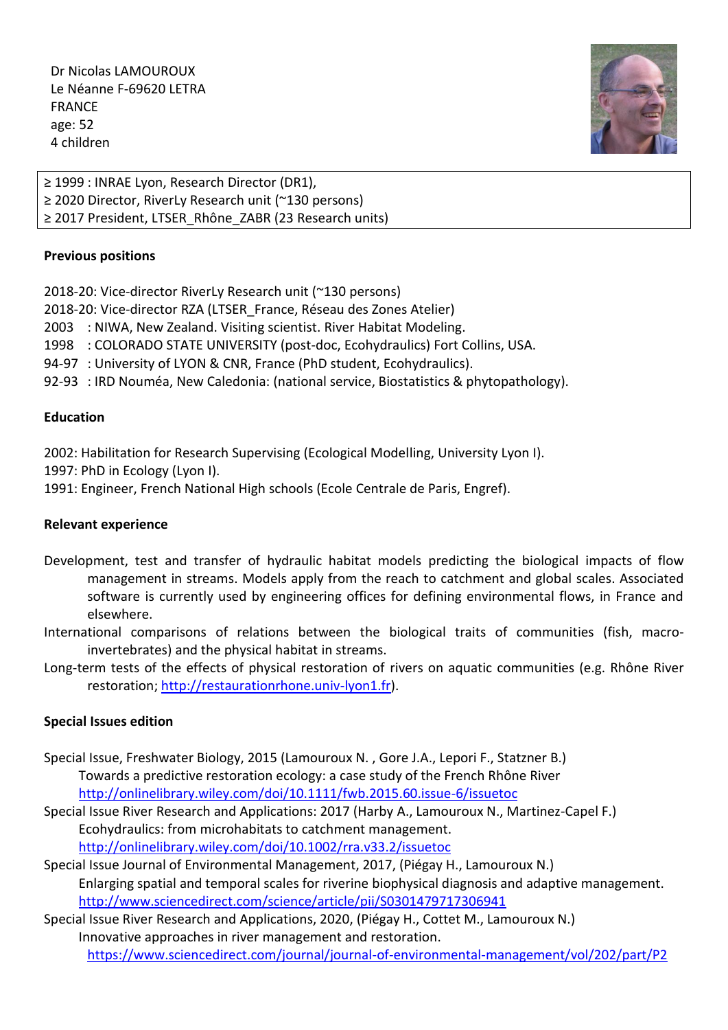Dr Nicolas LAMOUROUX
Le Néanne F-69620 LETRA
FRANCE
age: 52
4 children

≥ 1999 : INRAE Lyon, Research Director (DR1),
≥ 2020 Director, RiverLy Research unit (~130 persons)
≥ 2017 President, LTSER_Rhône_ZABR (23 Research units)

**Previous positions**

2018-20: Vice-director RiverLy Research unit (~130 persons)
2018-20: Vice-director RZA (LTSER_France, Réseau des Zones Atelier)
2003 : NIWA, New Zealand. Visiting scientist. River Habitat Modeling.
1998 : COLORADO STATE UNIVERSITY (post-doc, Ecohydraulics) Fort Collins, USA.
94-97 : University of LYON & CNR, France (PhD student, Ecohydraulics).
92-93 : IRD Nouméa, New Caledonia: (national service, Biostatistics & phytopathology).

**Education**

2002: Habilitation for Research Supervising (Ecological Modelling, University Lyon I).
1997: PhD in Ecology (Lyon I).
1991: Engineer, French National High schools (Ecole Centrale de Paris, Engref).

**Relevant experience**

Development, test and transfer of hydraulic habitat models predicting the biological impacts of flow management in streams. Models apply from the reach to catchment and global scales. Associated software is currently used by engineering offices for defining environmental flows, in France and elsewhere.

International comparisons of relations between the biological traits of communities (fish, macro-invertebrates) and the physical habitat in streams.

Long-term tests of the effects of physical restoration of rivers on aquatic communities (e.g. Rhône River restoration; http://restaurationrhone.univ-lyon1.fr).

**Special Issues edition**

Special Issue, Freshwater Biology, 2015 (Lamouroux N. , Gore J.A., Lepori F., Statzner B.)
Towards a predictive restoration ecology: a case study of the French Rhône River
http://onlinelibrary.wiley.com/doi/10.1111/fwb.2015.60.issue-6/issuetoc

Special Issue River Research and Applications: 2017 (Harby A., Lamouroux N., Martinez-Capel F.)
Ecohydraulics: from microhabitats to catchment management.
http://onlinelibrary.wiley.com/doi/10.1002/rra.v33.2/issuetoc

Special Issue Journal of Environmental Management, 2017, (Piégay H., Lamouroux N.)
Enlarging spatial and temporal scales for riverine biophysical diagnosis and adaptive management.
http://www.sciencedirect.com/science/article/pii/S0301479717306941

Special Issue River Research and Applications, 2020, (Piégay H., Cottet M., Lamouroux N.)
Innovative approaches in river management and restoration.
https://www.sciencedirect.com/journal/journal-of-environmental-management/vol/202/part/P2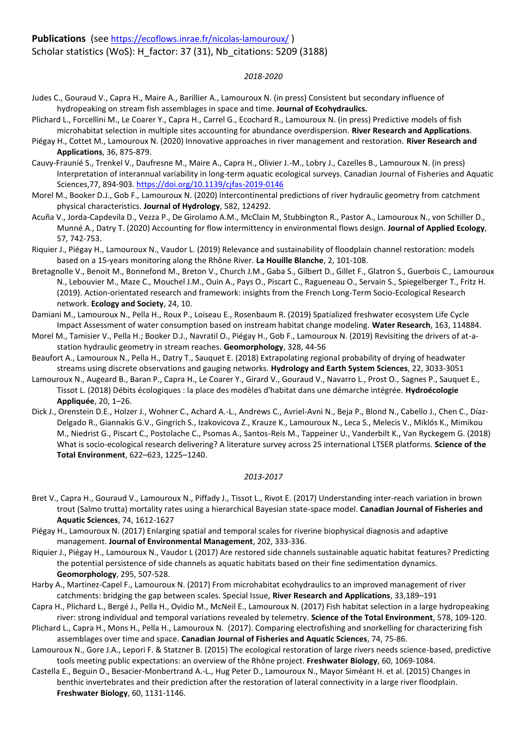**Publications** (see https://ecoflows.inrae.fr/nicolas-lamouroux/ )

Scholar statistics (WoS): H_factor: 37 (31), Nb_citations: 5209 (3188)

*2018-2020*

Judes C., Gouraud V., Capra H., Maire A., Barillier A., Lamouroux N. (in press) Consistent but secondary influence of hydropeaking on stream fish assemblages in space and time. **Journal of Ecohydraulics.**

Plichard L., Forcellini M., Le Coarer Y., Capra H., Carrel G., Ecochard R., Lamouroux N. (in press) Predictive models of fish microhabitat selection in multiple sites accounting for abundance overdispersion. **River Research and Applications**.

Piégay H., Cottet M., Lamouroux N. (2020) Innovative approaches in river management and restoration. **River Research and Applications**, 36, 875-879.

Cauvy-Fraunié S., Trenkel V., Daufresne M., Maire A., Capra H., Olivier J.-M., Lobry J., Cazelles B., Lamouroux N. (in press) Interpretation of interannual variability in long-term aquatic ecological surveys. Canadian Journal of Fisheries and Aquatic Sciences,77, 894-903. https://doi.org/10.1139/cjfas-2019-0146

Morel M., Booker D.J., Gob F., Lamouroux N. (2020) Intercontinental predictions of river hydraulic geometry from catchment physical characteristics. **Journal of Hydrology**, 582, 124292.

Acuña V., Jorda-Capdevila D., Vezza P., De Girolamo A.M., McClain M, Stubbington R., Pastor A., Lamouroux N., von Schiller D., Munné A., Datry T. (2020) Accounting for flow intermittency in environmental flows design. **Journal of Applied Ecology**, 57, 742-753.

Riquier J., Piégay H., Lamouroux N., Vaudor L. (2019) Relevance and sustainability of floodplain channel restoration: models based on a 15-years monitoring along the Rhône River. **La Houille Blanche**, 2, 101-108.

Bretagnolle V., Benoit M., Bonnefond M., Breton V., Church J.M., Gaba S., Gilbert D., Gillet F., Glatron S., Guerbois C., Lamouroux N., Lebouvier M., Maze C., Mouchel J.M., Ouin A., Pays O., Piscart C., Ragueneau O., Servain S., Spiegelberger T., Fritz H. (2019). Action-orientated research and framework: insights from the French Long-Term Socio-Ecological Research network. **Ecology and Society**, 24, 10.

Damiani M., Lamouroux N., Pella H., Roux P., Loiseau E., Rosenbaum R. (2019) Spatialized freshwater ecosystem Life Cycle Impact Assessment of water consumption based on instream habitat change modeling. **Water Research**, 163, 114884.

Morel M., Tamisier V., Pella H.; Booker D.J., Navratil O., Piégay H., Gob F., Lamouroux N. (2019) Revisiting the drivers of at-a-station hydraulic geometry in stream reaches. **Geomorphology**, 328, 44-56

Beaufort A., Lamouroux N., Pella H., Datry T., Sauquet E. (2018) Extrapolating regional probability of drying of headwater streams using discrete observations and gauging networks. **Hydrology and Earth System Sciences**, 22, 3033-3051

Lamouroux N., Augeard B., Baran P., Capra H., Le Coarer Y., Girard V., Gouraud V., Navarro L., Prost O., Sagnes P., Sauquet E., Tissot L. (2018) Débits écologiques : la place des modèles d'habitat dans une démarche intégrée. **Hydroécologie Appliquée**, 20, 1–26.

Dick J., Orenstein D.E., Holzer J., Wohner C., Achard A.-L., Andrews C., Avriel-Avni N., Beja P., Blond N., Cabello J., Chen C., Díaz-Delgado R., Giannakis G.V., Gingrich S., Izakovicova Z., Krauze K., Lamouroux N., Leca S., Melecis V., Miklós K., Mimikou M., Niedrist G., Piscart C., Postolache C., Psomas A., Santos-Reis M., Tappeiner U., Vanderbilt K., Van Ryckegem G. (2018) What is socio-ecological research delivering? A literature survey across 25 international LTSER platforms. **Science of the Total Environment**, 622–623, 1225–1240.

*2013-2017*

Bret V., Capra H., Gouraud V., Lamouroux N., Piffady J., Tissot L., Rivot E. (2017) Understanding inter-reach variation in brown trout (Salmo trutta) mortality rates using a hierarchical Bayesian state-space model. **Canadian Journal of Fisheries and Aquatic Sciences**, 74, 1612-1627

Piégay H., Lamouroux N. (2017) Enlarging spatial and temporal scales for riverine biophysical diagnosis and adaptive management. **Journal of Environmental Management**, 202, 333-336.

Riquier J., Piégay H., Lamouroux N., Vaudor L (2017) Are restored side channels sustainable aquatic habitat features? Predicting the potential persistence of side channels as aquatic habitats based on their fine sedimentation dynamics. **Geomorphology**, 295, 507-528.

Harby A., Martinez-Capel F., Lamouroux N. (2017) From microhabitat ecohydraulics to an improved management of river catchments: bridging the gap between scales. Special Issue, **River Research and Applications**, 33,189–191

Capra H., Plichard L., Bergé J., Pella H., Ovidio M., McNeil E., Lamouroux N. (2017) Fish habitat selection in a large hydropeaking river: strong individual and temporal variations revealed by telemetry. **Science of the Total Environment**, 578, 109-120.

Plichard L., Capra H., Mons H., Pella H., Lamouroux N. (2017). Comparing electrofishing and snorkelling for characterizing fish assemblages over time and space. **Canadian Journal of Fisheries and Aquatic Sciences**, 74, 75-86.

Lamouroux N., Gore J.A., Lepori F. & Statzner B. (2015) The ecological restoration of large rivers needs science-based, predictive tools meeting public expectations: an overview of the Rhône project. **Freshwater Biology**, 60, 1069-1084.

Castella E., Beguin O., Besacier-Monbertrand A.-L., Hug Peter D., Lamouroux N., Mayor Siméant H. et al. (2015) Changes in benthic invertebrates and their prediction after the restoration of lateral connectivity in a large river floodplain. **Freshwater Biology**, 60, 1131-1146.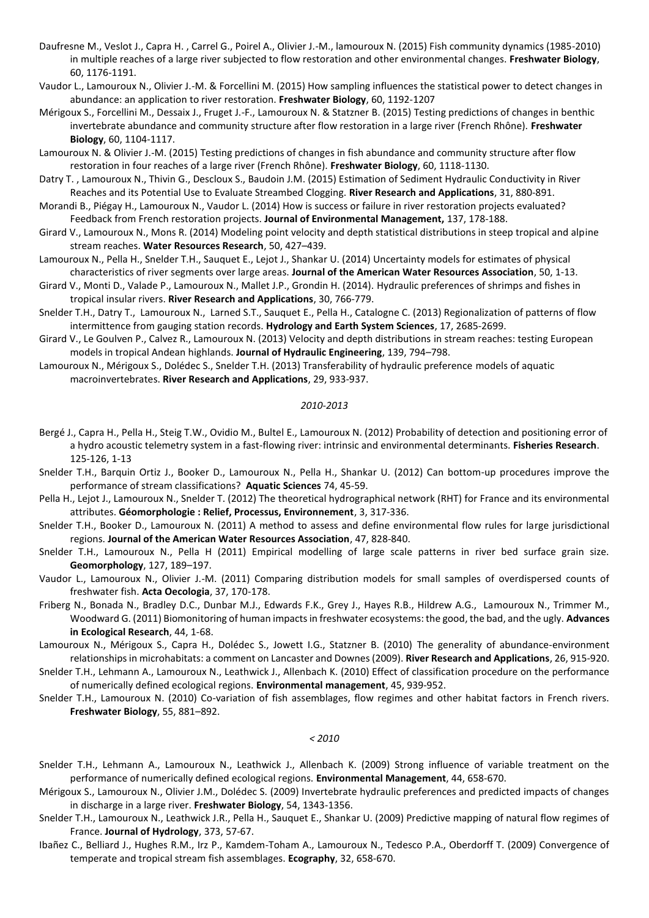Daufresne M., Veslot J., Capra H. , Carrel G., Poirel A., Olivier J.-M., lamouroux N. (2015) Fish community dynamics (1985-2010) in multiple reaches of a large river subjected to flow restoration and other environmental changes. **Freshwater Biology**, 60, 1176-1191.

Vaudor L., Lamouroux N., Olivier J.-M. & Forcellini M. (2015) How sampling influences the statistical power to detect changes in abundance: an application to river restoration. **Freshwater Biology**, 60, 1192-1207

Mérigoux S., Forcellini M., Dessaix J., Fruget J.-F., Lamouroux N. & Statzner B. (2015) Testing predictions of changes in benthic invertebrate abundance and community structure after flow restoration in a large river (French Rhône). **Freshwater Biology**, 60, 1104-1117.

Lamouroux N. & Olivier J.-M. (2015) Testing predictions of changes in fish abundance and community structure after flow restoration in four reaches of a large river (French Rhône). **Freshwater Biology**, 60, 1118-1130.

Datry T. , Lamouroux N., Thivin G., Descloux S., Baudoin J.M. (2015) Estimation of Sediment Hydraulic Conductivity in River Reaches and its Potential Use to Evaluate Streambed Clogging. **River Research and Applications**, 31, 880-891.

Morandi B., Piégay H., Lamouroux N., Vaudor L. (2014) How is success or failure in river restoration projects evaluated? Feedback from French restoration projects. **Journal of Environmental Management,** 137, 178-188.

Girard V., Lamouroux N., Mons R. (2014) Modeling point velocity and depth statistical distributions in steep tropical and alpine stream reaches. **Water Resources Research**, 50, 427–439.

Lamouroux N., Pella H., Snelder T.H., Sauquet E., Lejot J., Shankar U. (2014) Uncertainty models for estimates of physical characteristics of river segments over large areas. **Journal of the American Water Resources Association**, 50, 1-13.

Girard V., Monti D., Valade P., Lamouroux N., Mallet J.P., Grondin H. (2014). Hydraulic preferences of shrimps and fishes in tropical insular rivers. **River Research and Applications**, 30, 766-779.

Snelder T.H., Datry T., Lamouroux N., Larned S.T., Sauquet E., Pella H., Catalogne C. (2013) Regionalization of patterns of flow intermittence from gauging station records. **Hydrology and Earth System Sciences**, 17, 2685-2699.

Girard V., Le Goulven P., Calvez R., Lamouroux N. (2013) Velocity and depth distributions in stream reaches: testing European models in tropical Andean highlands. **Journal of Hydraulic Engineering**, 139, 794–798.

Lamouroux N., Mérigoux S., Dolédec S., Snelder T.H. (2013) Transferability of hydraulic preference models of aquatic macroinvertebrates. **River Research and Applications**, 29, 933-937.

*2010-2013*

Bergé J., Capra H., Pella H., Steig T.W., Ovidio M., Bultel E., Lamouroux N. (2012) Probability of detection and positioning error of a hydro acoustic telemetry system in a fast-flowing river: intrinsic and environmental determinants. **Fisheries Research**. 125-126, 1-13

Snelder T.H., Barquin Ortiz J., Booker D., Lamouroux N., Pella H., Shankar U. (2012) Can bottom-up procedures improve the performance of stream classifications? **Aquatic Sciences** 74, 45-59.

Pella H., Lejot J., Lamouroux N., Snelder T. (2012) The theoretical hydrographical network (RHT) for France and its environmental attributes. **Géomorphologie : Relief, Processus, Environnement**, 3, 317-336.

Snelder T.H., Booker D., Lamouroux N. (2011) A method to assess and define environmental flow rules for large jurisdictional regions. **Journal of the American Water Resources Association**, 47, 828-840.

Snelder T.H., Lamouroux N., Pella H (2011) Empirical modelling of large scale patterns in river bed surface grain size. **Geomorphology**, 127, 189–197.

Vaudor L., Lamouroux N., Olivier J.-M. (2011) Comparing distribution models for small samples of overdispersed counts of freshwater fish. **Acta Oecologia**, 37, 170-178.

Friberg N., Bonada N., Bradley D.C., Dunbar M.J., Edwards F.K., Grey J., Hayes R.B., Hildrew A.G., Lamouroux N., Trimmer M., Woodward G. (2011) Biomonitoring of human impacts in freshwater ecosystems: the good, the bad, and the ugly. **Advances in Ecological Research**, 44, 1-68.

Lamouroux N., Mérigoux S., Capra H., Dolédec S., Jowett I.G., Statzner B. (2010) The generality of abundance-environment relationships in microhabitats: a comment on Lancaster and Downes (2009). **River Research and Applications**, 26, 915-920.

Snelder T.H., Lehmann A., Lamouroux N., Leathwick J., Allenbach K. (2010) Effect of classification procedure on the performance of numerically defined ecological regions. **Environmental management**, 45, 939-952.

Snelder T.H., Lamouroux N. (2010) Co-variation of fish assemblages, flow regimes and other habitat factors in French rivers. **Freshwater Biology**, 55, 881–892.

*< 2010*

Snelder T.H., Lehmann A., Lamouroux N., Leathwick J., Allenbach K. (2009) Strong influence of variable treatment on the performance of numerically defined ecological regions. **Environmental Management**, 44, 658-670.

Mérigoux S., Lamouroux N., Olivier J.M., Dolédec S. (2009) Invertebrate hydraulic preferences and predicted impacts of changes in discharge in a large river. **Freshwater Biology**, 54, 1343-1356.

Snelder T.H., Lamouroux N., Leathwick J.R., Pella H., Sauquet E., Shankar U. (2009) Predictive mapping of natural flow regimes of France. **Journal of Hydrology**, 373, 57-67.

Ibañez C., Belliard J., Hughes R.M., Irz P., Kamdem-Toham A., Lamouroux N., Tedesco P.A., Oberdorff T. (2009) Convergence of temperate and tropical stream fish assemblages. **Ecography**, 32, 658-670.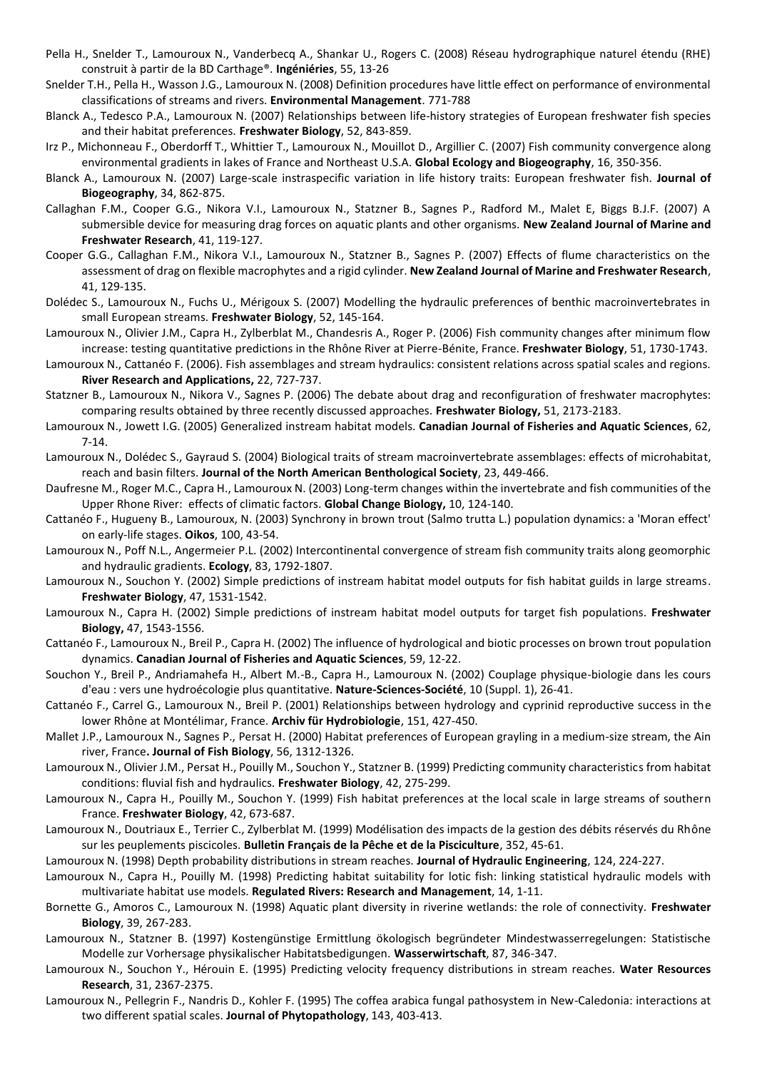Pella H., Snelder T., Lamouroux N., Vanderbecq A., Shankar U., Rogers C. (2008) Réseau hydrographique naturel étendu (RHE) construit à partir de la BD Carthage®. **Ingéniéries**, 55, 13-26

Snelder T.H., Pella H., Wasson J.G., Lamouroux N. (2008) Definition procedures have little effect on performance of environmental classifications of streams and rivers. **Environmental Management**. 771-788

Blanck A., Tedesco P.A., Lamouroux N. (2007) Relationships between life-history strategies of European freshwater fish species and their habitat preferences. **Freshwater Biology**, 52, 843-859.

Irz P., Michonneau F., Oberdorff T., Whittier T., Lamouroux N., Mouillot D., Argillier C. (2007) Fish community convergence along environmental gradients in lakes of France and Northeast U.S.A. **Global Ecology and Biogeography**, 16, 350-356.

Blanck A., Lamouroux N. (2007) Large-scale instraspecific variation in life history traits: European freshwater fish. **Journal of Biogeography**, 34, 862-875.

Callaghan F.M., Cooper G.G., Nikora V.I., Lamouroux N., Statzner B., Sagnes P., Radford M., Malet E, Biggs B.J.F. (2007) A submersible device for measuring drag forces on aquatic plants and other organisms. **New Zealand Journal of Marine and Freshwater Research**, 41, 119-127.

Cooper G.G., Callaghan F.M., Nikora V.I., Lamouroux N., Statzner B., Sagnes P. (2007) Effects of flume characteristics on the assessment of drag on flexible macrophytes and a rigid cylinder. **New Zealand Journal of Marine and Freshwater Research**, 41, 129-135.

Dolédec S., Lamouroux N., Fuchs U., Mérigoux S. (2007) Modelling the hydraulic preferences of benthic macroinvertebrates in small European streams. **Freshwater Biology**, 52, 145-164.

Lamouroux N., Olivier J.M., Capra H., Zylberblat M., Chandesris A., Roger P. (2006) Fish community changes after minimum flow increase: testing quantitative predictions in the Rhône River at Pierre-Bénite, France. **Freshwater Biology**, 51, 1730-1743.

Lamouroux N., Cattanéo F. (2006). Fish assemblages and stream hydraulics: consistent relations across spatial scales and regions. **River Research and Applications,** 22, 727-737.

Statzner B., Lamouroux N., Nikora V., Sagnes P. (2006) The debate about drag and reconfiguration of freshwater macrophytes: comparing results obtained by three recently discussed approaches. **Freshwater Biology,** 51, 2173-2183.

Lamouroux N., Jowett I.G. (2005) Generalized instream habitat models. **Canadian Journal of Fisheries and Aquatic Sciences**, 62, 7-14.

Lamouroux N., Dolédec S., Gayraud S. (2004) Biological traits of stream macroinvertebrate assemblages: effects of microhabitat, reach and basin filters. **Journal of the North American Benthological Society**, 23, 449-466.

Daufresne M., Roger M.C., Capra H., Lamouroux N. (2003) Long-term changes within the invertebrate and fish communities of the Upper Rhone River: effects of climatic factors. **Global Change Biology,** 10, 124-140.

Cattanéo F., Hugueny B., Lamouroux, N. (2003) Synchrony in brown trout (Salmo trutta L.) population dynamics: a 'Moran effect' on early-life stages. **Oikos**, 100, 43-54.

Lamouroux N., Poff N.L., Angermeier P.L. (2002) Intercontinental convergence of stream fish community traits along geomorphic and hydraulic gradients. **Ecology**, 83, 1792-1807.

Lamouroux N., Souchon Y. (2002) Simple predictions of instream habitat model outputs for fish habitat guilds in large streams. **Freshwater Biology**, 47, 1531-1542.

Lamouroux N., Capra H. (2002) Simple predictions of instream habitat model outputs for target fish populations. **Freshwater Biology,** 47, 1543-1556.

Cattanéo F., Lamouroux N., Breil P., Capra H. (2002) The influence of hydrological and biotic processes on brown trout population dynamics. **Canadian Journal of Fisheries and Aquatic Sciences**, 59, 12-22.

Souchon Y., Breil P., Andriamahefa H., Albert M.-B., Capra H., Lamouroux N. (2002) Couplage physique-biologie dans les cours d'eau : vers une hydroécologie plus quantitative. **Nature-Sciences-Société**, 10 (Suppl. 1), 26-41.

Cattanéo F., Carrel G., Lamouroux N., Breil P. (2001) Relationships between hydrology and cyprinid reproductive success in the lower Rhône at Montélimar, France. **Archiv für Hydrobiologie**, 151, 427-450.

Mallet J.P., Lamouroux N., Sagnes P., Persat H. (2000) Habitat preferences of European grayling in a medium-size stream, the Ain river, France**. Journal of Fish Biology**, 56, 1312-1326.

Lamouroux N., Olivier J.M., Persat H., Pouilly M., Souchon Y., Statzner B. (1999) Predicting community characteristics from habitat conditions: fluvial fish and hydraulics. **Freshwater Biology**, 42, 275-299.

Lamouroux N., Capra H., Pouilly M., Souchon Y. (1999) Fish habitat preferences at the local scale in large streams of southern France. **Freshwater Biology**, 42, 673-687.

Lamouroux N., Doutriaux E., Terrier C., Zylberblat M. (1999) Modélisation des impacts de la gestion des débits réservés du Rhône sur les peuplements piscicoles. **Bulletin Français de la Pêche et de la Pisciculture**, 352, 45-61.

Lamouroux N. (1998) Depth probability distributions in stream reaches. **Journal of Hydraulic Engineering**, 124, 224-227.

Lamouroux N., Capra H., Pouilly M. (1998) Predicting habitat suitability for lotic fish: linking statistical hydraulic models with multivariate habitat use models. **Regulated Rivers: Research and Management**, 14, 1-11.

Bornette G., Amoros C., Lamouroux N. (1998) Aquatic plant diversity in riverine wetlands: the role of connectivity. **Freshwater Biology**, 39, 267-283.

Lamouroux N., Statzner B. (1997) Kostengünstige Ermittlung ökologisch begründeter Mindestwasserregelungen: Statistische Modelle zur Vorhersage physikalischer Habitatsbedigungen. **Wasserwirtschaft**, 87, 346-347.

Lamouroux N., Souchon Y., Hérouin E. (1995) Predicting velocity frequency distributions in stream reaches. **Water Resources Research**, 31, 2367-2375.

Lamouroux N., Pellegrin F., Nandris D., Kohler F. (1995) The coffea arabica fungal pathosystem in New-Caledonia: interactions at two different spatial scales. **Journal of Phytopathology**, 143, 403-413.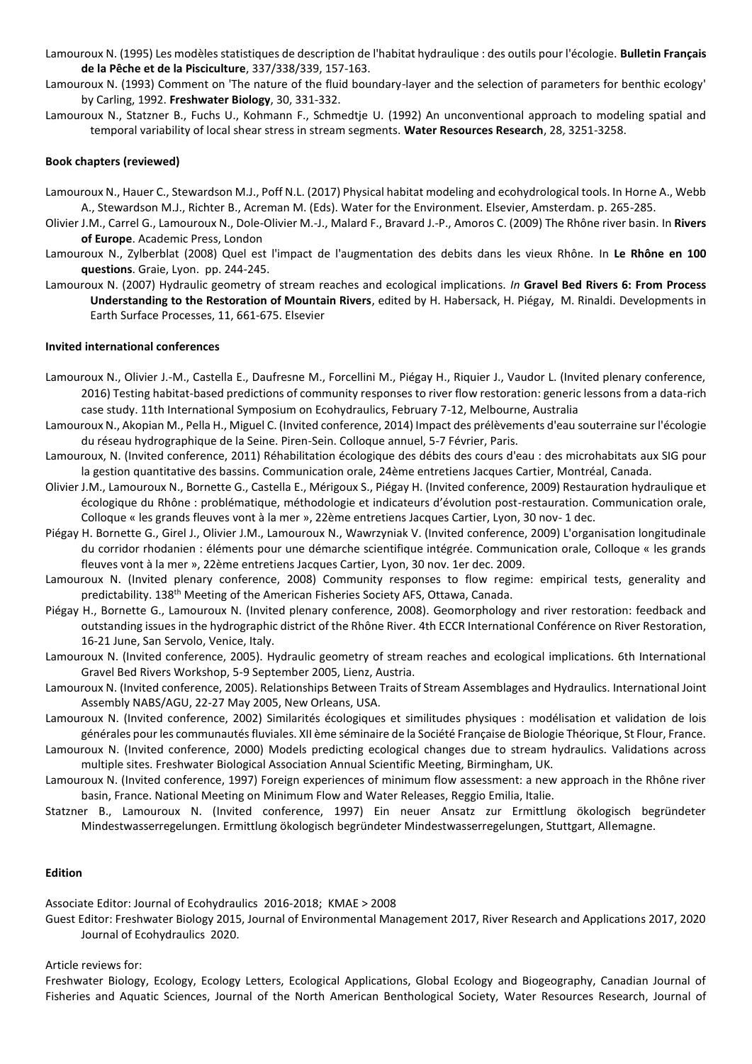Lamouroux N. (1995) Les modèles statistiques de description de l'habitat hydraulique : des outils pour l'écologie. **Bulletin Français de la Pêche et de la Pisciculture**, 337/338/339, 157-163.

Lamouroux N. (1993) Comment on 'The nature of the fluid boundary-layer and the selection of parameters for benthic ecology' by Carling, 1992. **Freshwater Biology**, 30, 331-332.

Lamouroux N., Statzner B., Fuchs U., Kohmann F., Schmedtje U. (1992) An unconventional approach to modeling spatial and temporal variability of local shear stress in stream segments. **Water Resources Research**, 28, 3251-3258.

**Book chapters (reviewed)**

Lamouroux N., Hauer C., Stewardson M.J., Poff N.L. (2017) Physical habitat modeling and ecohydrological tools. In Horne A., Webb A., Stewardson M.J., Richter B., Acreman M. (Eds). Water for the Environment. Elsevier, Amsterdam. p. 265-285.

Olivier J.M., Carrel G., Lamouroux N., Dole-Olivier M.-J., Malard F., Bravard J.-P., Amoros C. (2009) The Rhône river basin. In **Rivers of Europe**. Academic Press, London

Lamouroux N., Zylberblat (2008) Quel est l'impact de l'augmentation des debits dans les vieux Rhône. In **Le Rhône en 100 questions**. Graie, Lyon. pp. 244-245.

Lamouroux N. (2007) Hydraulic geometry of stream reaches and ecological implications. *In* **Gravel Bed Rivers 6: From Process Understanding to the Restoration of Mountain Rivers**, edited by H. Habersack, H. Piégay, M. Rinaldi. Developments in Earth Surface Processes, 11, 661-675. Elsevier

**Invited international conferences**

Lamouroux N., Olivier J.-M., Castella E., Daufresne M., Forcellini M., Piégay H., Riquier J., Vaudor L. (Invited plenary conference, 2016) Testing habitat-based predictions of community responses to river flow restoration: generic lessons from a data-rich case study. 11th International Symposium on Ecohydraulics, February 7-12, Melbourne, Australia

Lamouroux N., Akopian M., Pella H., Miguel C. (Invited conference, 2014) Impact des prélèvements d'eau souterraine sur l'écologie du réseau hydrographique de la Seine. Piren-Sein. Colloque annuel, 5-7 Février, Paris.

Lamouroux, N. (Invited conference, 2011) Réhabilitation écologique des débits des cours d'eau : des microhabitats aux SIG pour la gestion quantitative des bassins. Communication orale, 24ème entretiens Jacques Cartier, Montréal, Canada.

Olivier J.M., Lamouroux N., Bornette G., Castella E., Mérigoux S., Piégay H. (Invited conference, 2009) Restauration hydraulique et écologique du Rhône : problématique, méthodologie et indicateurs d'évolution post-restauration. Communication orale, Colloque « les grands fleuves vont à la mer », 22ème entretiens Jacques Cartier, Lyon, 30 nov- 1 dec.

Piégay H. Bornette G., Girel J., Olivier J.M., Lamouroux N., Wawrzyniak V. (Invited conference, 2009) L'organisation longitudinale du corridor rhodanien : éléments pour une démarche scientifique intégrée. Communication orale, Colloque « les grands fleuves vont à la mer », 22ème entretiens Jacques Cartier, Lyon, 30 nov. 1er dec. 2009.

Lamouroux N. (Invited plenary conference, 2008) Community responses to flow regime: empirical tests, generality and predictability. 138th Meeting of the American Fisheries Society AFS, Ottawa, Canada.

Piégay H., Bornette G., Lamouroux N. (Invited plenary conference, 2008). Geomorphology and river restoration: feedback and outstanding issues in the hydrographic district of the Rhône River. 4th ECCR International Conférence on River Restoration, 16-21 June, San Servolo, Venice, Italy.

Lamouroux N. (Invited conference, 2005). Hydraulic geometry of stream reaches and ecological implications. 6th International Gravel Bed Rivers Workshop, 5-9 September 2005, Lienz, Austria.

Lamouroux N. (Invited conference, 2005). Relationships Between Traits of Stream Assemblages and Hydraulics. International Joint Assembly NABS/AGU, 22-27 May 2005, New Orleans, USA.

Lamouroux N. (Invited conference, 2002) Similarités écologiques et similitudes physiques : modélisation et validation de lois générales pour les communautés fluviales. XII ème séminaire de la Société Française de Biologie Théorique, St Flour, France.

Lamouroux N. (Invited conference, 2000) Models predicting ecological changes due to stream hydraulics. Validations across multiple sites. Freshwater Biological Association Annual Scientific Meeting, Birmingham, UK.

Lamouroux N. (Invited conference, 1997) Foreign experiences of minimum flow assessment: a new approach in the Rhône river basin, France. National Meeting on Minimum Flow and Water Releases, Reggio Emilia, Italie.

Statzner B., Lamouroux N. (Invited conference, 1997) Ein neuer Ansatz zur Ermittlung ökologisch begründeter Mindestwasserregelungen. Ermittlung ökologisch begründeter Mindestwasserregelungen, Stuttgart, Allemagne.

**Edition**

Associate Editor: Journal of Ecohydraulics 2016-2018; KMAE > 2008

Guest Editor: Freshwater Biology 2015, Journal of Environmental Management 2017, River Research and Applications 2017, 2020 Journal of Ecohydraulics 2020.

Article reviews for:

Freshwater Biology, Ecology, Ecology Letters, Ecological Applications, Global Ecology and Biogeography, Canadian Journal of Fisheries and Aquatic Sciences, Journal of the North American Benthological Society, Water Resources Research, Journal of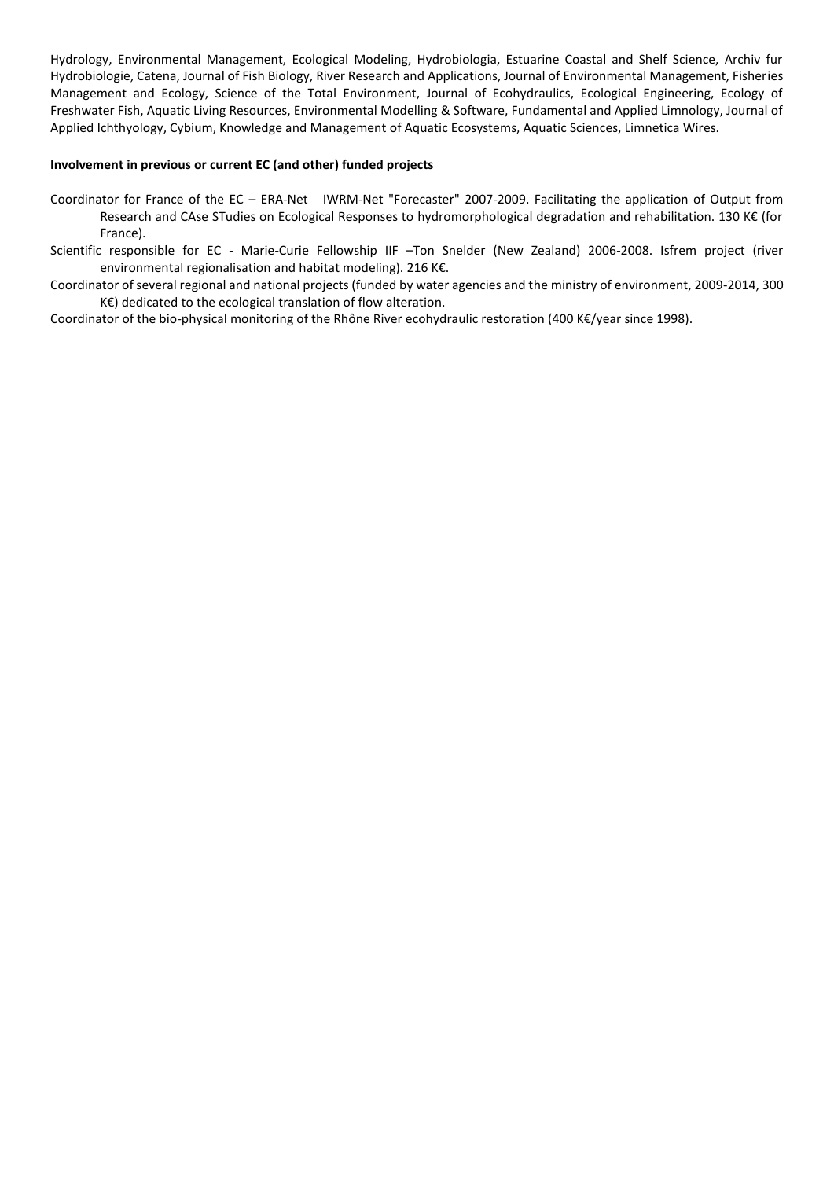Hydrology, Environmental Management, Ecological Modeling, Hydrobiologia, Estuarine Coastal and Shelf Science, Archiv fur Hydrobiologie, Catena, Journal of Fish Biology, River Research and Applications, Journal of Environmental Management, Fisheries Management and Ecology, Science of the Total Environment, Journal of Ecohydraulics, Ecological Engineering, Ecology of Freshwater Fish, Aquatic Living Resources, Environmental Modelling & Software, Fundamental and Applied Limnology, Journal of Applied Ichthyology, Cybium, Knowledge and Management of Aquatic Ecosystems, Aquatic Sciences, Limnetica Wires.

**Involvement in previous or current EC (and other) funded projects**

Coordinator for France of the EC – ERA-Net IWRM-Net "Forecaster" 2007-2009. Facilitating the application of Output from Research and CAse STudies on Ecological Responses to hydromorphological degradation and rehabilitation. 130 K€ (for France).

Scientific responsible for EC - Marie-Curie Fellowship IIF –Ton Snelder (New Zealand) 2006-2008. Isfrem project (river environmental regionalisation and habitat modeling). 216 K€.

Coordinator of several regional and national projects (funded by water agencies and the ministry of environment, 2009-2014, 300 K€) dedicated to the ecological translation of flow alteration.

Coordinator of the bio-physical monitoring of the Rhône River ecohydraulic restoration (400 K€/year since 1998).